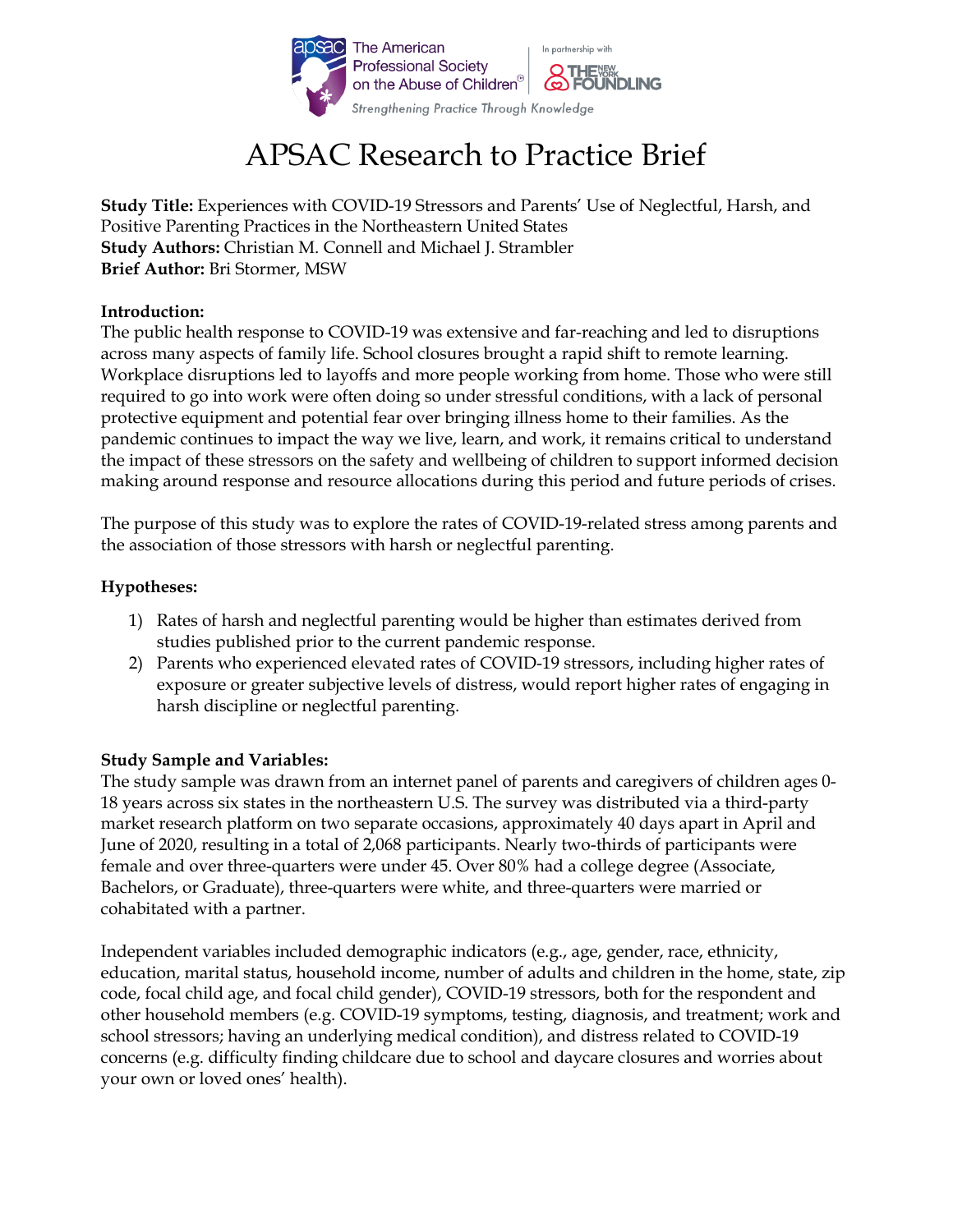The American Professional Society on the Abuse of Children

In partnership with THE NEW YORK FOUNDLING

*Strengthening Practice Through Knowledge*

# APSAC Research to Practice Brief

**Study Title:** Experiences with COVID-19 Stressors and Parents' Use of Neglectful, Harsh, and Positive Parenting Practices in the Northeastern United States
**Study Authors:** Christian M. Connell and Michael J. Strambler
**Brief Author:** Bri Stormer, MSW

**Introduction:**
The public health response to COVID-19 was extensive and far-reaching and led to disruptions across many aspects of family life. School closures brought a rapid shift to remote learning. Workplace disruptions led to layoffs and more people working from home. Those who were still required to go into work were often doing so under stressful conditions, with a lack of personal protective equipment and potential fear over bringing illness home to their families. As the pandemic continues to impact the way we live, learn, and work, it remains critical to understand the impact of these stressors on the safety and wellbeing of children to support informed decision making around response and resource allocations during this period and future periods of crises.

The purpose of this study was to explore the rates of COVID-19-related stress among parents and the association of those stressors with harsh or neglectful parenting.

**Hypotheses:**

1) Rates of harsh and neglectful parenting would be higher than estimates derived from studies published prior to the current pandemic response.
2) Parents who experienced elevated rates of COVID-19 stressors, including higher rates of exposure or greater subjective levels of distress, would report higher rates of engaging in harsh discipline or neglectful parenting.

**Study Sample and Variables:**
The study sample was drawn from an internet panel of parents and caregivers of children ages 0-18 years across six states in the northeastern U.S. The survey was distributed via a third-party market research platform on two separate occasions, approximately 40 days apart in April and June of 2020, resulting in a total of 2,068 participants. Nearly two-thirds of participants were female and over three-quarters were under 45. Over 80% had a college degree (Associate, Bachelors, or Graduate), three-quarters were white, and three-quarters were married or cohabitated with a partner.

Independent variables included demographic indicators (e.g., age, gender, race, ethnicity, education, marital status, household income, number of adults and children in the home, state, zip code, focal child age, and focal child gender), COVID-19 stressors, both for the respondent and other household members (e.g. COVID-19 symptoms, testing, diagnosis, and treatment; work and school stressors; having an underlying medical condition), and distress related to COVID-19 concerns (e.g. difficulty finding childcare due to school and daycare closures and worries about your own or loved ones' health).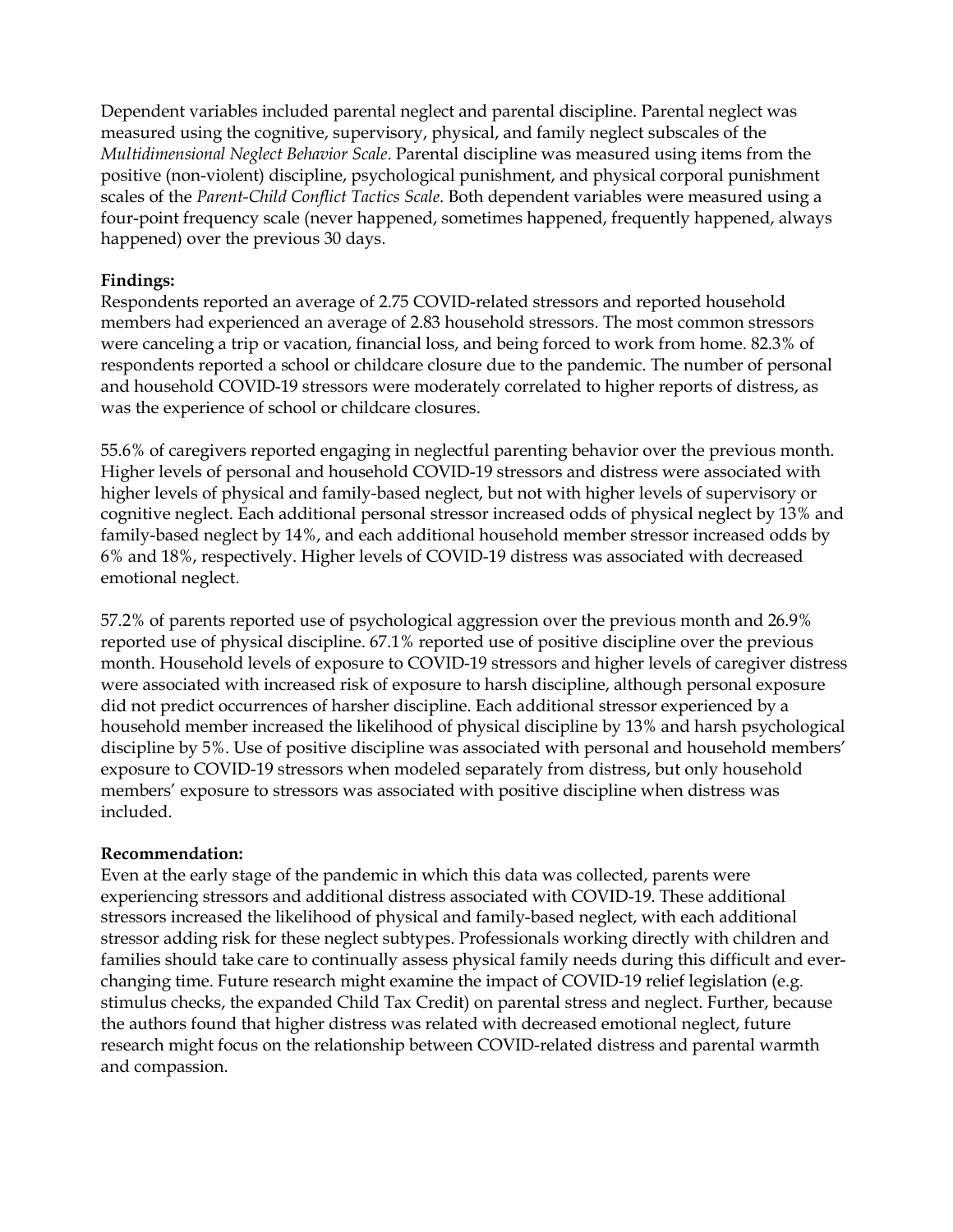Dependent variables included parental neglect and parental discipline. Parental neglect was measured using the cognitive, supervisory, physical, and family neglect subscales of the *Multidimensional Neglect Behavior Scale*. Parental discipline was measured using items from the positive (non-violent) discipline, psychological punishment, and physical corporal punishment scales of the *Parent-Child Conflict Tactics Scale*. Both dependent variables were measured using a four-point frequency scale (never happened, sometimes happened, frequently happened, always happened) over the previous 30 days.

**Findings:**

Respondents reported an average of 2.75 COVID-related stressors and reported household members had experienced an average of 2.83 household stressors. The most common stressors were canceling a trip or vacation, financial loss, and being forced to work from home. 82.3% of respondents reported a school or childcare closure due to the pandemic. The number of personal and household COVID-19 stressors were moderately correlated to higher reports of distress, as was the experience of school or childcare closures.

55.6% of caregivers reported engaging in neglectful parenting behavior over the previous month. Higher levels of personal and household COVID-19 stressors and distress were associated with higher levels of physical and family-based neglect, but not with higher levels of supervisory or cognitive neglect. Each additional personal stressor increased odds of physical neglect by 13% and family-based neglect by 14%, and each additional household member stressor increased odds by 6% and 18%, respectively. Higher levels of COVID-19 distress was associated with decreased emotional neglect.

57.2% of parents reported use of psychological aggression over the previous month and 26.9% reported use of physical discipline. 67.1% reported use of positive discipline over the previous month. Household levels of exposure to COVID-19 stressors and higher levels of caregiver distress were associated with increased risk of exposure to harsh discipline, although personal exposure did not predict occurrences of harsher discipline. Each additional stressor experienced by a household member increased the likelihood of physical discipline by 13% and harsh psychological discipline by 5%. Use of positive discipline was associated with personal and household members' exposure to COVID-19 stressors when modeled separately from distress, but only household members' exposure to stressors was associated with positive discipline when distress was included.

**Recommendation:**

Even at the early stage of the pandemic in which this data was collected, parents were experiencing stressors and additional distress associated with COVID-19. These additional stressors increased the likelihood of physical and family-based neglect, with each additional stressor adding risk for these neglect subtypes. Professionals working directly with children and families should take care to continually assess physical family needs during this difficult and ever-changing time. Future research might examine the impact of COVID-19 relief legislation (e.g. stimulus checks, the expanded Child Tax Credit) on parental stress and neglect. Further, because the authors found that higher distress was related with decreased emotional neglect, future research might focus on the relationship between COVID-related distress and parental warmth and compassion.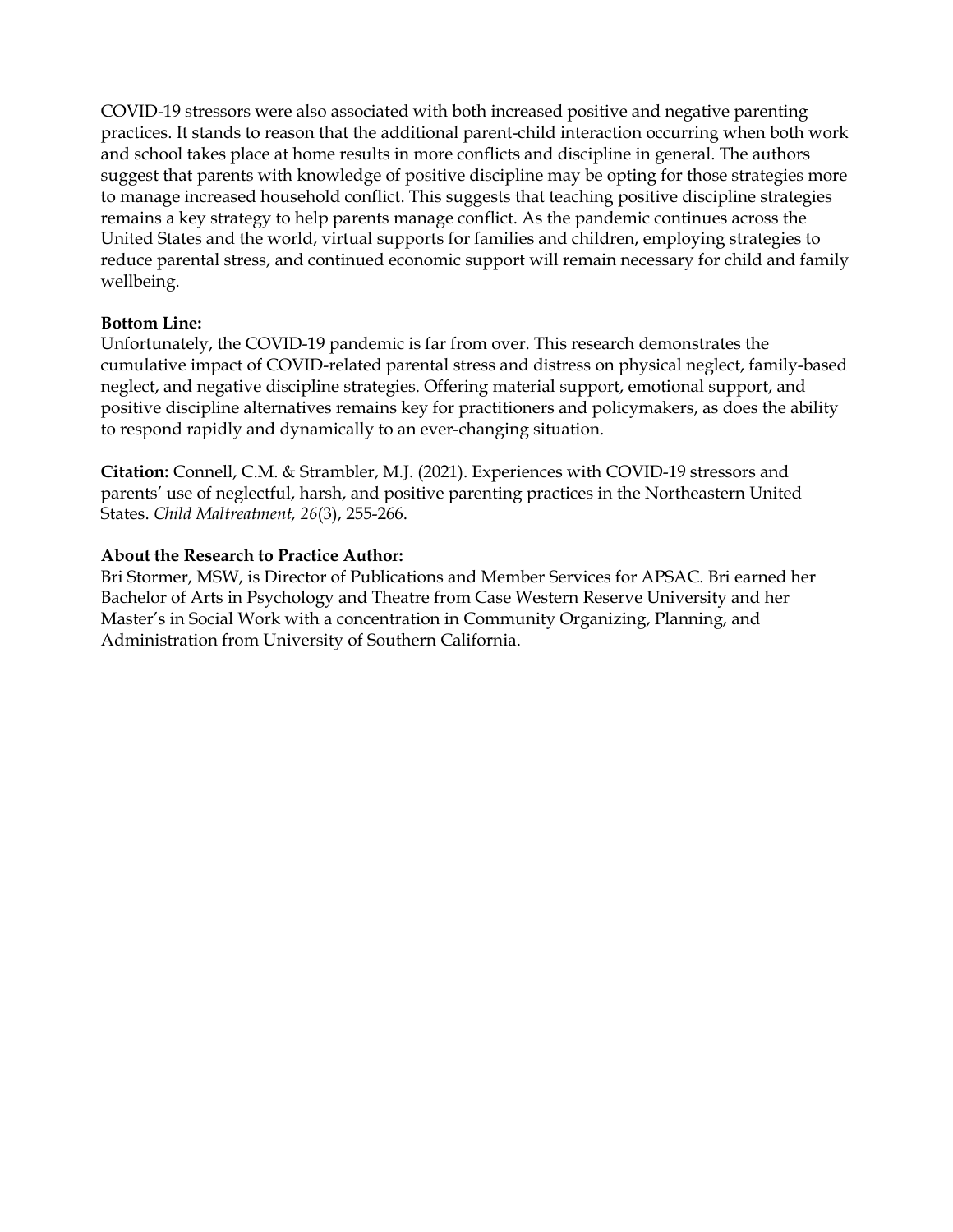COVID-19 stressors were also associated with both increased positive and negative parenting practices. It stands to reason that the additional parent-child interaction occurring when both work and school takes place at home results in more conflicts and discipline in general. The authors suggest that parents with knowledge of positive discipline may be opting for those strategies more to manage increased household conflict. This suggests that teaching positive discipline strategies remains a key strategy to help parents manage conflict. As the pandemic continues across the United States and the world, virtual supports for families and children, employing strategies to reduce parental stress, and continued economic support will remain necessary for child and family wellbeing.

**Bottom Line:**
Unfortunately, the COVID-19 pandemic is far from over. This research demonstrates the cumulative impact of COVID-related parental stress and distress on physical neglect, family-based neglect, and negative discipline strategies. Offering material support, emotional support, and positive discipline alternatives remains key for practitioners and policymakers, as does the ability to respond rapidly and dynamically to an ever-changing situation.

**Citation:** Connell, C.M. & Strambler, M.J. (2021). Experiences with COVID-19 stressors and parents' use of neglectful, harsh, and positive parenting practices in the Northeastern United States. *Child Maltreatment, 26*(3), 255-266.

**About the Research to Practice Author:**
Bri Stormer, MSW, is Director of Publications and Member Services for APSAC. Bri earned her Bachelor of Arts in Psychology and Theatre from Case Western Reserve University and her Master's in Social Work with a concentration in Community Organizing, Planning, and Administration from University of Southern California.